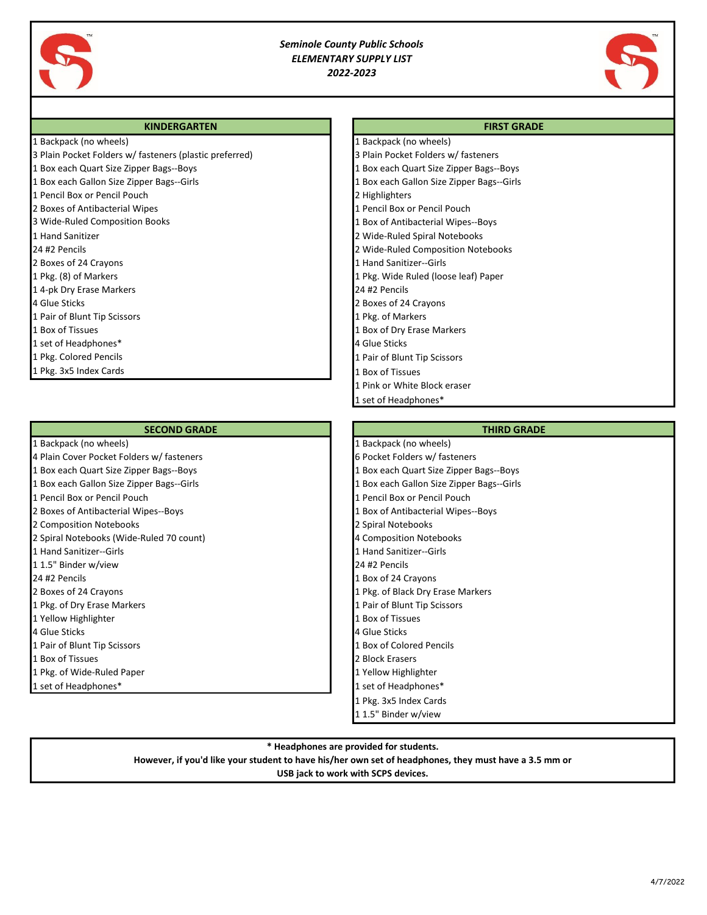*Seminole County Public Schools*
*ELEMENTARY SUPPLY LIST*
*2022-2023*

## KINDERGARTEN

- 1 Backpack (no wheels)
- 3 Plain Pocket Folders w/ fasteners (plastic preferred)
- 1 Box each Quart Size Zipper Bags--Boys
- 1 Box each Gallon Size Zipper Bags--Girls
- 1 Pencil Box or Pencil Pouch
- 2 Boxes of Antibacterial Wipes
- 3 Wide-Ruled Composition Books
- 1 Hand Sanitizer
- 24 #2 Pencils
- 2 Boxes of 24 Crayons
- 1 Pkg. (8) of Markers
- 1 4-pk Dry Erase Markers
- 4 Glue Sticks
- 1 Pair of Blunt Tip Scissors
- 1 Box of Tissues
- 1 set of Headphones*
- 1 Pkg. Colored Pencils
- 1 Pkg. 3x5 Index Cards

## FIRST GRADE

- 1 Backpack (no wheels)
- 3 Plain Pocket Folders w/ fasteners
- 1 Box each Quart Size Zipper Bags--Boys
- 1 Box each Gallon Size Zipper Bags--Girls
- 2 Highlighters
- 1 Pencil Box or Pencil Pouch
- 1 Box of Antibacterial Wipes--Boys
- 2 Wide-Ruled Spiral Notebooks
- 2 Wide-Ruled Composition Notebooks
- 1 Hand Sanitizer--Girls
- 1 Pkg. Wide Ruled (loose leaf) Paper
- 24 #2 Pencils
- 2 Boxes of 24 Crayons
- 1 Pkg. of Markers
- 1 Box of Dry Erase Markers
- 4 Glue Sticks
- 1 Pair of Blunt Tip Scissors
- 1 Box of Tissues
- 1 Pink or White Block eraser
- 1 set of Headphones*

## SECOND GRADE

- 1 Backpack (no wheels)
- 4 Plain Cover Pocket Folders w/ fasteners
- 1 Box each Quart Size Zipper Bags--Boys
- 1 Box each Gallon Size Zipper Bags--Girls
- 1 Pencil Box or Pencil Pouch
- 2 Boxes of Antibacterial Wipes--Boys
- 2 Composition Notebooks
- 2 Spiral Notebooks (Wide-Ruled 70 count)
- 1 Hand Sanitizer--Girls
- 1 1.5" Binder w/view
- 24 #2 Pencils
- 2 Boxes of 24 Crayons
- 1 Pkg. of Dry Erase Markers
- 1 Yellow Highlighter
- 4 Glue Sticks
- 1 Pair of Blunt Tip Scissors
- 1 Box of Tissues
- 1 Pkg. of Wide-Ruled Paper
- 1 set of Headphones*

## THIRD GRADE

- 1 Backpack (no wheels)
- 6 Pocket Folders w/ fasteners
- 1 Box each Quart Size Zipper Bags--Boys
- 1 Box each Gallon Size Zipper Bags--Girls
- 1 Pencil Box or Pencil Pouch
- 1 Box of Antibacterial Wipes--Boys
- 2 Spiral Notebooks
- 4 Composition Notebooks
- 1 Hand Sanitizer--Girls
- 24 #2 Pencils
- 1 Box of 24 Crayons
- 1 Pkg. of Black Dry Erase Markers
- 1 Pair of Blunt Tip Scissors
- 1 Box of Tissues
- 4 Glue Sticks
- 1 Box of Colored Pencils
- 2 Block Erasers
- 1 Yellow Highlighter
- 1 set of Headphones*
- 1 Pkg. 3x5 Index Cards
- 1 1.5" Binder w/view

**\* Headphones are provided for students.**
**However, if you'd like your student to have his/her own set of headphones, they must have a 3.5 mm or USB jack to work with SCPS devices.**

4/7/2022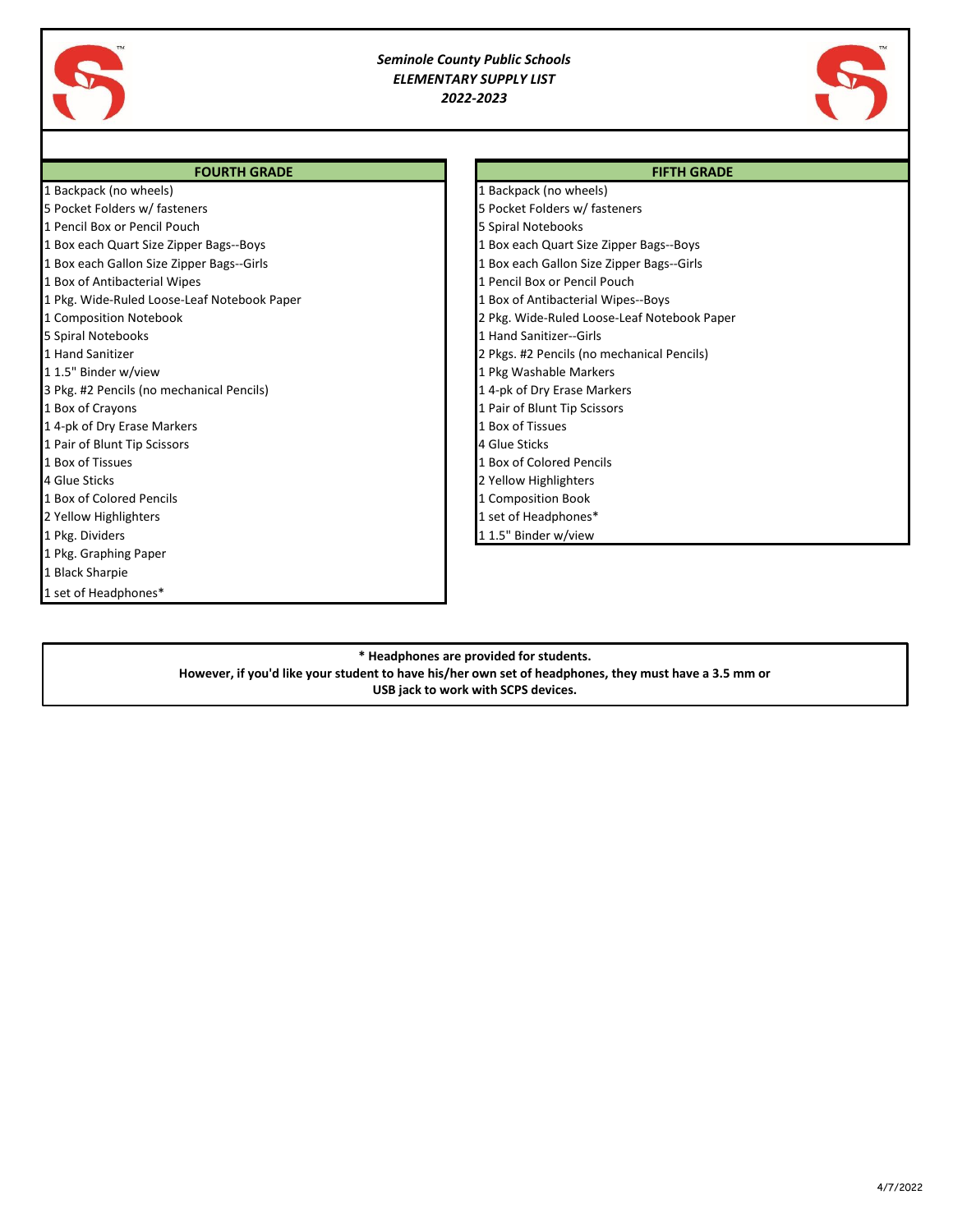*Seminole County Public Schools*
*ELEMENTARY SUPPLY LIST*
*2022-2023*

| FOURTH GRADE |
|---|
| 1 Backpack (no wheels) |
| 5 Pocket Folders w/ fasteners |
| 1 Pencil Box or Pencil Pouch |
| 1 Box each Quart Size Zipper Bags--Boys |
| 1 Box each Gallon Size Zipper Bags--Girls |
| 1 Box of Antibacterial Wipes |
| 1 Pkg. Wide-Ruled Loose-Leaf Notebook Paper |
| 1 Composition Notebook |
| 5 Spiral Notebooks |
| 1 Hand Sanitizer |
| 1 1.5" Binder w/view |
| 3 Pkg. #2 Pencils (no mechanical Pencils) |
| 1 Box of Crayons |
| 1 4-pk of Dry Erase Markers |
| 1 Pair of Blunt Tip Scissors |
| 1 Box of Tissues |
| 4 Glue Sticks |
| 1 Box of Colored Pencils |
| 2 Yellow Highlighters |
| 1 Pkg. Dividers |
| 1 Pkg. Graphing Paper |
| 1 Black Sharpie |
| 1 set of Headphones* |

| FIFTH GRADE |
|---|
| 1 Backpack (no wheels) |
| 5 Pocket Folders w/ fasteners |
| 5 Spiral Notebooks |
| 1 Box each Quart Size Zipper Bags--Boys |
| 1 Box each Gallon Size Zipper Bags--Girls |
| 1 Pencil Box or Pencil Pouch |
| 1 Box of Antibacterial Wipes--Boys |
| 2 Pkg. Wide-Ruled Loose-Leaf Notebook Paper |
| 1 Hand Sanitizer--Girls |
| 2 Pkgs. #2 Pencils (no mechanical Pencils) |
| 1 Pkg Washable Markers |
| 1 4-pk of Dry Erase Markers |
| 1 Pair of Blunt Tip Scissors |
| 1 Box of Tissues |
| 4 Glue Sticks |
| 1 Box of Colored Pencils |
| 2 Yellow Highlighters |
| 1 Composition Book |
| 1 set of Headphones* |
| 1 1.5" Binder w/view |

**\* Headphones are provided for students.**
**However, if you'd like your student to have his/her own set of headphones, they must have a 3.5 mm or USB jack to work with SCPS devices.**

4/7/2022